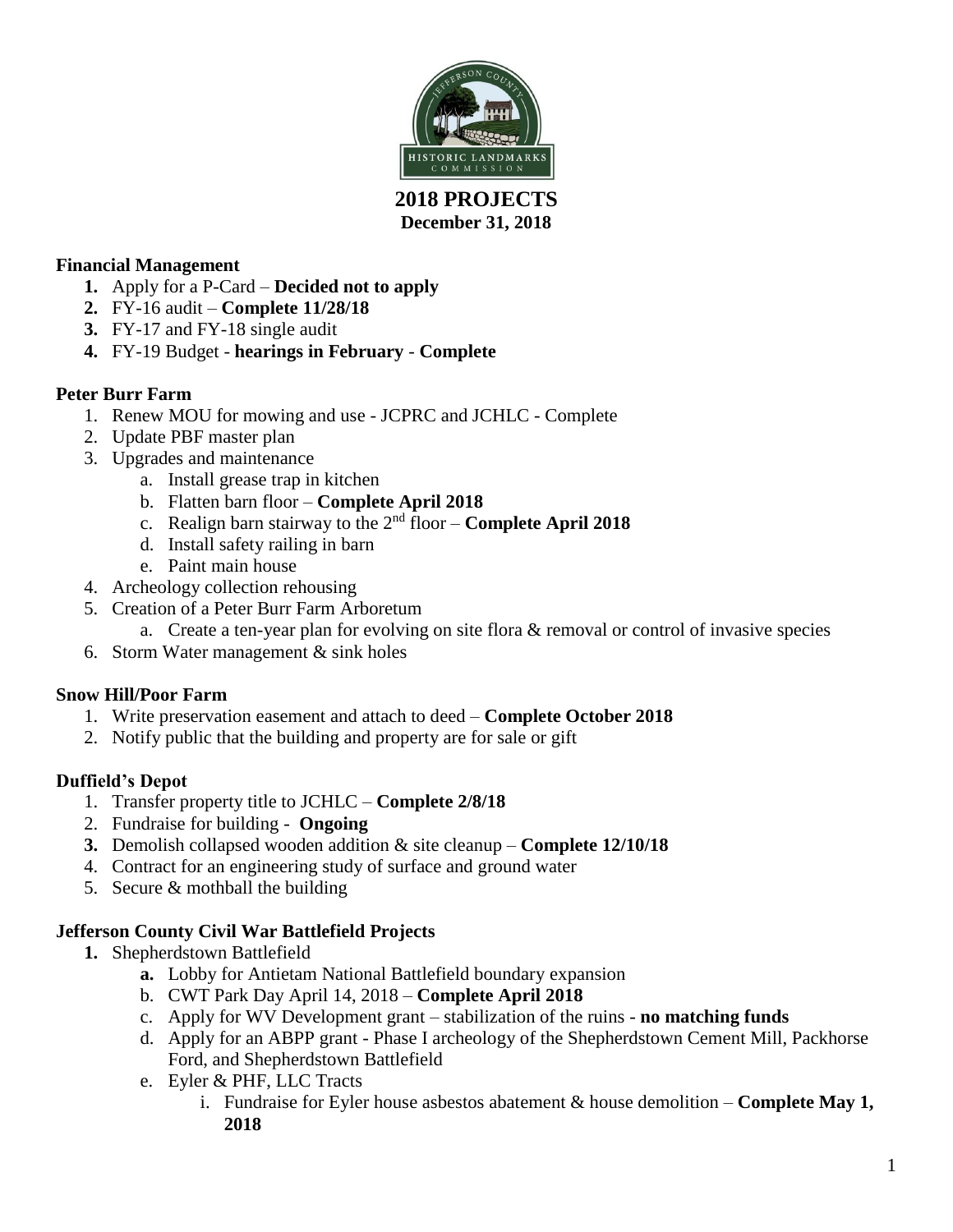# 2018 PROJECTS

**December 31, 2018**

**Financial Management**

1. Apply for a P-Card – **Decided not to apply**
2. FY-16 audit – **Complete 11/28/18**
3. FY-17 and FY-18 single audit
4. FY-19 Budget - **hearings in February** - **Complete**

**Peter Burr Farm**

1. Renew MOU for mowing and use - JCPRC and JCHLC - Complete
2. Update PBF master plan
3. Upgrades and maintenance
   a. Install grease trap in kitchen
   b. Flatten barn floor – **Complete April 2018**
   c. Realign barn stairway to the 2nd floor – **Complete April 2018**
   d. Install safety railing in barn
   e. Paint main house
4. Archeology collection rehousing
5. Creation of a Peter Burr Farm Arboretum
   a. Create a ten-year plan for evolving on site flora & removal or control of invasive species
6. Storm Water management & sink holes

**Snow Hill/Poor Farm**

1. Write preservation easement and attach to deed – **Complete October 2018**
2. Notify public that the building and property are for sale or gift

**Duffield's Depot**

1. Transfer property title to JCHLC – **Complete 2/8/18**
2. Fundraise for building - **Ongoing**
3. Demolish collapsed wooden addition & site cleanup – **Complete 12/10/18**
4. Contract for an engineering study of surface and ground water
5. Secure & mothball the building

**Jefferson County Civil War Battlefield Projects**

1. Shepherdstown Battlefield
   a. Lobby for Antietam National Battlefield boundary expansion
   b. CWT Park Day April 14, 2018 – **Complete April 2018**
   c. Apply for WV Development grant – stabilization of the ruins - **no matching funds**
   d. Apply for an ABPP grant - Phase I archeology of the Shepherdstown Cement Mill, Packhorse Ford, and Shepherdstown Battlefield
   e. Eyler & PHF, LLC Tracts
      i. Fundraise for Eyler house asbestos abatement & house demolition – **Complete May 1, 2018**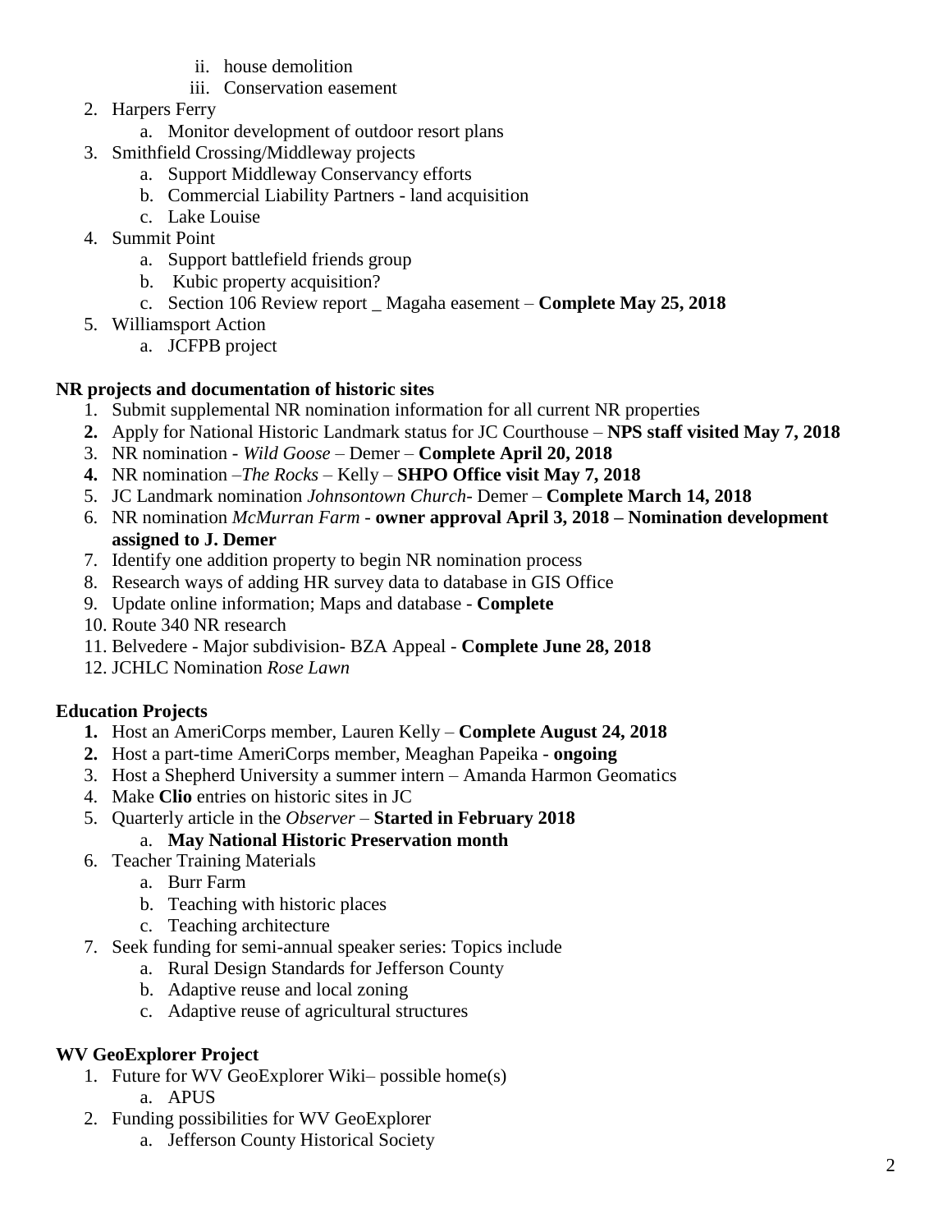- ii. house demolition
   - iii. Conservation easement
2. Harpers Ferry
   - a. Monitor development of outdoor resort plans
3. Smithfield Crossing/Middleway projects
   - a. Support Middleway Conservancy efforts
   - b. Commercial Liability Partners - land acquisition
   - c. Lake Louise
4. Summit Point
   - a. Support battlefield friends group
   - b. Kubic property acquisition?
   - c. Section 106 Review report _ Magaha easement – **Complete May 25, 2018**
5. Williamsport Action
   - a. JCFPB project

**NR projects and documentation of historic sites**

1. Submit supplemental NR nomination information for all current NR properties
2. Apply for National Historic Landmark status for JC Courthouse – **NPS staff visited May 7, 2018**
3. NR nomination - *Wild Goose* – Demer – **Complete April 20, 2018**
4. NR nomination –*The Rocks* – Kelly – **SHPO Office visit May 7, 2018**
5. JC Landmark nomination *Johnsontown Church*- Demer – **Complete March 14, 2018**
6. NR nomination *McMurran Farm* - **owner approval April 3, 2018 – Nomination development assigned to J. Demer**
7. Identify one addition property to begin NR nomination process
8. Research ways of adding HR survey data to database in GIS Office
9. Update online information; Maps and database - **Complete**
10. Route 340 NR research
11. Belvedere - Major subdivision- BZA Appeal - **Complete June 28, 2018**
12. JCHLC Nomination *Rose Lawn*

**Education Projects**

1. Host an AmeriCorps member, Lauren Kelly – **Complete August 24, 2018**
2. Host a part-time AmeriCorps member, Meaghan Papeika - **ongoing**
3. Host a Shepherd University a summer intern – Amanda Harmon Geomatics
4. Make **Clio** entries on historic sites in JC
5. Quarterly article in the *Observer* – **Started in February 2018**
   - a. **May National Historic Preservation month**
6. Teacher Training Materials
   - a. Burr Farm
   - b. Teaching with historic places
   - c. Teaching architecture
7. Seek funding for semi-annual speaker series: Topics include
   - a. Rural Design Standards for Jefferson County
   - b. Adaptive reuse and local zoning
   - c. Adaptive reuse of agricultural structures

**WV GeoExplorer Project**

1. Future for WV GeoExplorer Wiki– possible home(s)
   - a. APUS
2. Funding possibilities for WV GeoExplorer
   - a. Jefferson County Historical Society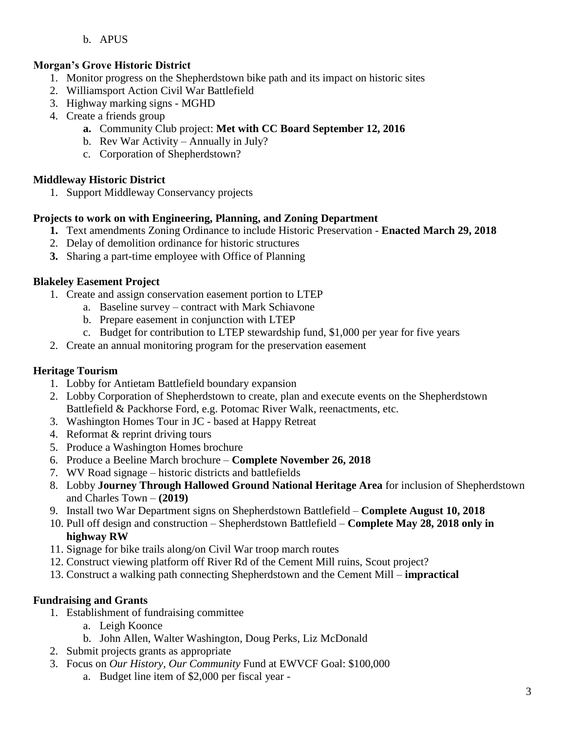b. APUS

**Morgan's Grove Historic District**

1. Monitor progress on the Shepherdstown bike path and its impact on historic sites
2. Williamsport Action Civil War Battlefield
3. Highway marking signs - MGHD
4. Create a friends group
   - **a.** Community Club project: **Met with CC Board September 12, 2016**
   - b. Rev War Activity – Annually in July?
   - c. Corporation of Shepherdstown?

**Middleway Historic District**

1. Support Middleway Conservancy projects

**Projects to work on with Engineering, Planning, and Zoning Department**

1. Text amendments Zoning Ordinance to include Historic Preservation - **Enacted March 29, 2018**
2. Delay of demolition ordinance for historic structures
3. Sharing a part-time employee with Office of Planning

**Blakeley Easement Project**

1. Create and assign conservation easement portion to LTEP
   - a. Baseline survey – contract with Mark Schiavone
   - b. Prepare easement in conjunction with LTEP
   - c. Budget for contribution to LTEP stewardship fund, $1,000 per year for five years
2. Create an annual monitoring program for the preservation easement

**Heritage Tourism**

1. Lobby for Antietam Battlefield boundary expansion
2. Lobby Corporation of Shepherdstown to create, plan and execute events on the Shepherdstown Battlefield & Packhorse Ford, e.g. Potomac River Walk, reenactments, etc.
3. Washington Homes Tour in JC - based at Happy Retreat
4. Reformat & reprint driving tours
5. Produce a Washington Homes brochure
6. Produce a Beeline March brochure – **Complete November 26, 2018**
7. WV Road signage – historic districts and battlefields
8. Lobby **Journey Through Hallowed Ground National Heritage Area** for inclusion of Shepherdstown and Charles Town – **(2019)**
9. Install two War Department signs on Shepherdstown Battlefield – **Complete August 10, 2018**
10. Pull off design and construction – Shepherdstown Battlefield – **Complete May 28, 2018 only in highway RW**
11. Signage for bike trails along/on Civil War troop march routes
12. Construct viewing platform off River Rd of the Cement Mill ruins, Scout project?
13. Construct a walking path connecting Shepherdstown and the Cement Mill – **impractical**

**Fundraising and Grants**

1. Establishment of fundraising committee
   - a. Leigh Koonce
   - b. John Allen, Walter Washington, Doug Perks, Liz McDonald
2. Submit projects grants as appropriate
3. Focus on *Our History, Our Community* Fund at EWVCF Goal: $100,000
   - a. Budget line item of $2,000 per fiscal year -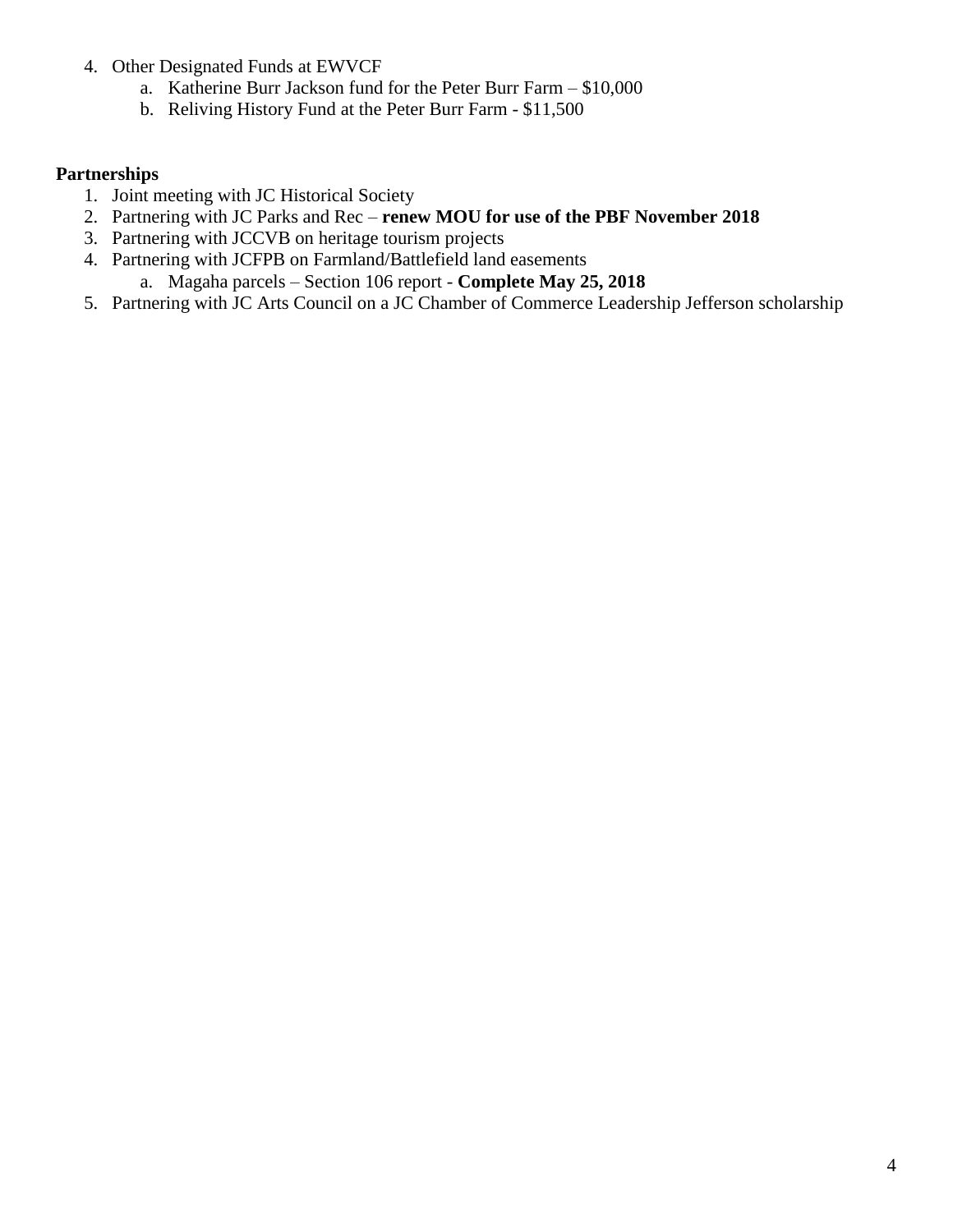4. Other Designated Funds at EWVCF
    a. Katherine Burr Jackson fund for the Peter Burr Farm – $10,000
    b. Reliving History Fund at the Peter Burr Farm - $11,500

**Partnerships**

1. Joint meeting with JC Historical Society
2. Partnering with JC Parks and Rec – **renew MOU for use of the PBF November 2018**
3. Partnering with JCCVB on heritage tourism projects
4. Partnering with JCFPB on Farmland/Battlefield land easements
    a. Magaha parcels – Section 106 report - **Complete May 25, 2018**
5. Partnering with JC Arts Council on a JC Chamber of Commerce Leadership Jefferson scholarship